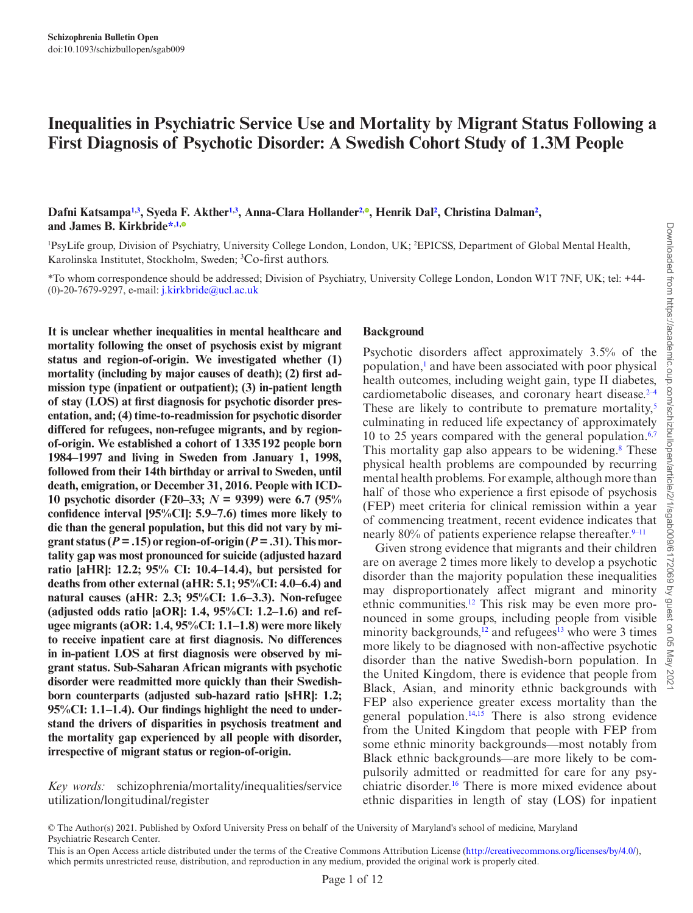Schizophrenia Bulletin Open
doi:10.1093/schizbullopen/sgab009

# Inequalities in Psychiatric Service Use and Mortality by Migrant Status Following a First Diagnosis of Psychotic Disorder: A Swedish Cohort Study of 1.3M People

**Dafni Katsampa[1,3], Syeda F. Akther[1,3], Anna-Clara Hollander[2], Henrik Dal[2], Christina Dalman[2], and James B. Kirkbride*[,1]**

[1]PsyLife group, Division of Psychiatry, University College London, London, UK; [2]EPICSS, Department of Global Mental Health, Karolinska Institutet, Stockholm, Sweden; [3]Co-first authors.

*To whom correspondence should be addressed; Division of Psychiatry, University College London, London W1T 7NF, UK; tel: +44-(0)-20-7679-9297, e-mail: j.kirkbride@ucl.ac.uk

**It is unclear whether inequalities in mental healthcare and mortality following the onset of psychosis exist by migrant status and region-of-origin. We investigated whether (1) mortality (including by major causes of death); (2) first admission type (inpatient or outpatient); (3) in-patient length of stay (LOS) at first diagnosis for psychotic disorder presentation, and; (4) time-to-readmission for psychotic disorder differed for refugees, non-refugee migrants, and by region-of-origin. We established a cohort of 1 335 192 people born 1984–1997 and living in Sweden from January 1, 1998, followed from their 14th birthday or arrival to Sweden, until death, emigration, or December 31, 2016. People with ICD-10 psychotic disorder (F20–33; $N = 9399$) were 6.7 (95% confidence interval [95%CI]: 5.9–7.6) times more likely to die than the general population, but this did not vary by migrant status ($P = .15$) or region-of-origin ($P = .31$). This mortality gap was most pronounced for suicide (adjusted hazard ratio [aHR]: 12.2; 95% CI: 10.4–14.4), but persisted for deaths from other external (aHR: 5.1; 95%CI: 4.0–6.4) and natural causes (aHR: 2.3; 95%CI: 1.6–3.3). Non-refugee (adjusted odds ratio [aOR]: 1.4, 95%CI: 1.2–1.6) and refugee migrants (aOR: 1.4, 95%CI: 1.1–1.8) were more likely to receive inpatient care at first diagnosis. No differences in in-patient LOS at first diagnosis were observed by migrant status. Sub-Saharan African migrants with psychotic disorder were readmitted more quickly than their Swedish-born counterparts (adjusted sub-hazard ratio [sHR]: 1.2; 95%CI: 1.1–1.4). Our findings highlight the need to understand the drivers of disparities in psychosis treatment and the mortality gap experienced by all people with disorder, irrespective of migrant status or region-of-origin.**

*Key words:* schizophrenia/mortality/inequalities/service utilization/longitudinal/register

## Background

Psychotic disorders affect approximately 3.5% of the population,[1] and have been associated with poor physical health outcomes, including weight gain, type II diabetes, cardiometabolic diseases, and coronary heart disease.[2–4] These are likely to contribute to premature mortality,[5] culminating in reduced life expectancy of approximately 10 to 25 years compared with the general population.[6,7] This mortality gap also appears to be widening.[8] These physical health problems are compounded by recurring mental health problems. For example, although more than half of those who experience a first episode of psychosis (FEP) meet criteria for clinical remission within a year of commencing treatment, recent evidence indicates that nearly 80% of patients experience relapse thereafter.[9–11]

Given strong evidence that migrants and their children are on average 2 times more likely to develop a psychotic disorder than the majority population these inequalities may disproportionately affect migrant and minority ethnic communities.[12] This risk may be even more pronounced in some groups, including people from visible minority backgrounds,[12] and refugees[13] who were 3 times more likely to be diagnosed with non-affective psychotic disorder than the native Swedish-born population. In the United Kingdom, there is evidence that people from Black, Asian, and minority ethnic backgrounds with FEP also experience greater excess mortality than the general population.[14,15] There is also strong evidence from the United Kingdom that people with FEP from some ethnic minority backgrounds—most notably from Black ethnic backgrounds—are more likely to be compulsorily admitted or readmitted for care for any psychiatric disorder.[16] There is more mixed evidence about ethnic disparities in length of stay (LOS) for inpatient

© The Author(s) 2021. Published by Oxford University Press on behalf of the University of Maryland's school of medicine, Maryland Psychiatric Research Center.
This is an Open Access article distributed under the terms of the Creative Commons Attribution License (http://creativecommons.org/licenses/by/4.0/), which permits unrestricted reuse, distribution, and reproduction in any medium, provided the original work is properly cited.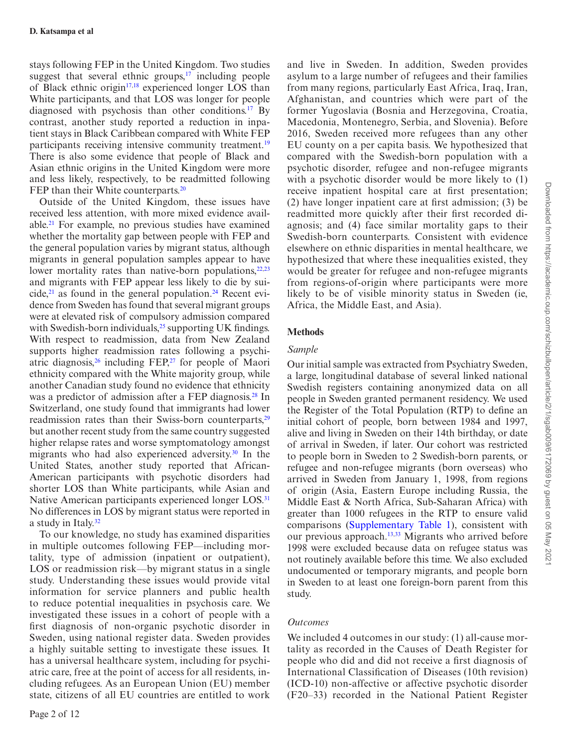stays following FEP in the United Kingdom. Two studies suggest that several ethnic groups,[17] including people of Black ethnic origin[17,18] experienced longer LOS than White participants, and that LOS was longer for people diagnosed with psychosis than other conditions.[17] By contrast, another study reported a reduction in inpatient stays in Black Caribbean compared with White FEP participants receiving intensive community treatment.[19] There is also some evidence that people of Black and Asian ethnic origins in the United Kingdom were more and less likely, respectively, to be readmitted following FEP than their White counterparts.[20]

Outside of the United Kingdom, these issues have received less attention, with more mixed evidence available.[21] For example, no previous studies have examined whether the mortality gap between people with FEP and the general population varies by migrant status, although migrants in general population samples appear to have lower mortality rates than native-born populations,[22,23] and migrants with FEP appear less likely to die by suicide,[21] as found in the general population.[24] Recent evidence from Sweden has found that several migrant groups were at elevated risk of compulsory admission compared with Swedish-born individuals,[25] supporting UK findings. With respect to readmission, data from New Zealand supports higher readmission rates following a psychiatric diagnosis,[26] including FEP,[27] for people of Maori ethnicity compared with the White majority group, while another Canadian study found no evidence that ethnicity was a predictor of admission after a FEP diagnosis.[28] In Switzerland, one study found that immigrants had lower readmission rates than their Swiss-born counterparts,[29] but another recent study from the same country suggested higher relapse rates and worse symptomatology amongst migrants who had also experienced adversity.[30] In the United States, another study reported that African-American participants with psychotic disorders had shorter LOS than White participants, while Asian and Native American participants experienced longer LOS.[31] No differences in LOS by migrant status were reported in a study in Italy.[32]

To our knowledge, no study has examined disparities in multiple outcomes following FEP—including mortality, type of admission (inpatient or outpatient), LOS or readmission risk—by migrant status in a single study. Understanding these issues would provide vital information for service planners and public health to reduce potential inequalities in psychosis care. We investigated these issues in a cohort of people with a first diagnosis of non-organic psychotic disorder in Sweden, using national register data. Sweden provides a highly suitable setting to investigate these issues. It has a universal healthcare system, including for psychiatric care, free at the point of access for all residents, including refugees. As an European Union (EU) member state, citizens of all EU countries are entitled to work and live in Sweden. In addition, Sweden provides asylum to a large number of refugees and their families from many regions, particularly East Africa, Iraq, Iran, Afghanistan, and countries which were part of the former Yugoslavia (Bosnia and Herzegovina, Croatia, Macedonia, Montenegro, Serbia, and Slovenia). Before 2016, Sweden received more refugees than any other EU county on a per capita basis. We hypothesized that compared with the Swedish-born population with a psychotic disorder, refugee and non-refugee migrants with a psychotic disorder would be more likely to (1) receive inpatient hospital care at first presentation; (2) have longer inpatient care at first admission; (3) be readmitted more quickly after their first recorded diagnosis; and (4) face similar mortality gaps to their Swedish-born counterparts. Consistent with evidence elsewhere on ethnic disparities in mental healthcare, we hypothesized that where these inequalities existed, they would be greater for refugee and non-refugee migrants from regions-of-origin where participants were more likely to be of visible minority status in Sweden (ie, Africa, the Middle East, and Asia).

## Methods

### *Sample*

Our initial sample was extracted from Psychiatry Sweden, a large, longitudinal database of several linked national Swedish registers containing anonymized data on all people in Sweden granted permanent residency. We used the Register of the Total Population (RTP) to define an initial cohort of people, born between 1984 and 1997, alive and living in Sweden on their 14th birthday, or date of arrival in Sweden, if later. Our cohort was restricted to people born in Sweden to 2 Swedish-born parents, or refugee and non-refugee migrants (born overseas) who arrived in Sweden from January 1, 1998, from regions of origin (Asia, Eastern Europe including Russia, the Middle East & North Africa, Sub-Saharan Africa) with greater than 1000 refugees in the RTP to ensure valid comparisons (Supplementary Table 1), consistent with our previous approach.[13,33] Migrants who arrived before 1998 were excluded because data on refugee status was not routinely available before this time. We also excluded undocumented or temporary migrants, and people born in Sweden to at least one foreign-born parent from this study.

### *Outcomes*

We included 4 outcomes in our study: (1) all-cause mortality as recorded in the Causes of Death Register for people who did and did not receive a first diagnosis of International Classification of Diseases (10th revision) (ICD-10) non-affective or affective psychotic disorder (F20–33) recorded in the National Patient Register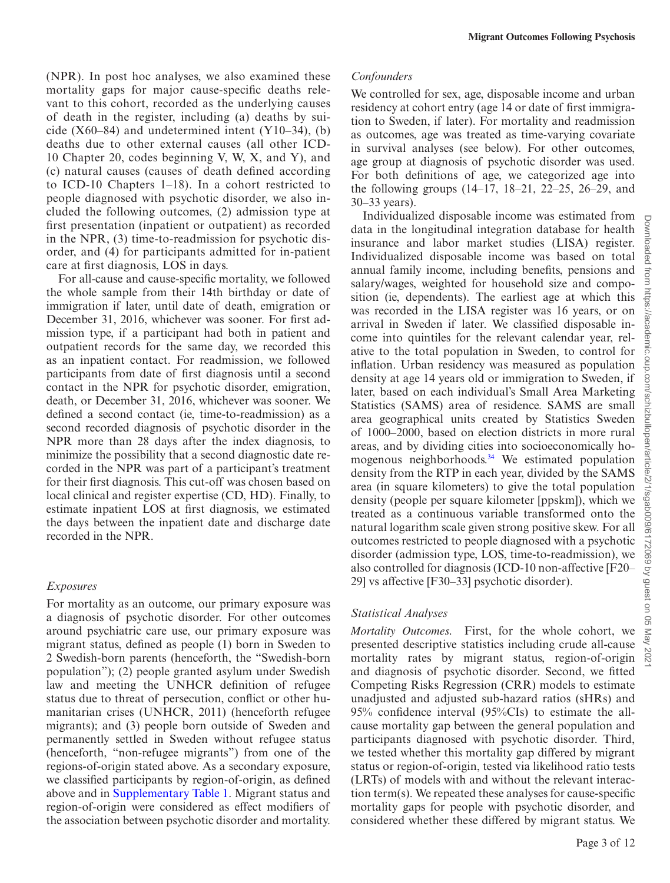(NPR). In post hoc analyses, we also examined these mortality gaps for major cause-specific deaths relevant to this cohort, recorded as the underlying causes of death in the register, including (a) deaths by suicide (X60–84) and undetermined intent (Y10–34), (b) deaths due to other external causes (all other ICD-10 Chapter 20, codes beginning V, W, X, and Y), and (c) natural causes (causes of death defined according to ICD-10 Chapters 1–18). In a cohort restricted to people diagnosed with psychotic disorder, we also included the following outcomes, (2) admission type at first presentation (inpatient or outpatient) as recorded in the NPR, (3) time-to-readmission for psychotic disorder, and (4) for participants admitted for in-patient care at first diagnosis, LOS in days.

For all-cause and cause-specific mortality, we followed the whole sample from their 14th birthday or date of immigration if later, until date of death, emigration or December 31, 2016, whichever was sooner. For first admission type, if a participant had both in patient and outpatient records for the same day, we recorded this as an inpatient contact. For readmission, we followed participants from date of first diagnosis until a second contact in the NPR for psychotic disorder, emigration, death, or December 31, 2016, whichever was sooner. We defined a second contact (ie, time-to-readmission) as a second recorded diagnosis of psychotic disorder in the NPR more than 28 days after the index diagnosis, to minimize the possibility that a second diagnostic date recorded in the NPR was part of a participant's treatment for their first diagnosis. This cut-off was chosen based on local clinical and register expertise (CD, HD). Finally, to estimate inpatient LOS at first diagnosis, we estimated the days between the inpatient date and discharge date recorded in the NPR.

### *Exposures*

For mortality as an outcome, our primary exposure was a diagnosis of psychotic disorder. For other outcomes around psychiatric care use, our primary exposure was migrant status, defined as people (1) born in Sweden to 2 Swedish-born parents (henceforth, the "Swedish-born population"); (2) people granted asylum under Swedish law and meeting the UNHCR definition of refugee status due to threat of persecution, conflict or other humanitarian crises (UNHCR, 2011) (henceforth refugee migrants); and (3) people born outside of Sweden and permanently settled in Sweden without refugee status (henceforth, "non-refugee migrants") from one of the regions-of-origin stated above. As a secondary exposure, we classified participants by region-of-origin, as defined above and in Supplementary Table 1. Migrant status and region-of-origin were considered as effect modifiers of the association between psychotic disorder and mortality.

### *Confounders*

We controlled for sex, age, disposable income and urban residency at cohort entry (age 14 or date of first immigration to Sweden, if later). For mortality and readmission as outcomes, age was treated as time-varying covariate in survival analyses (see below). For other outcomes, age group at diagnosis of psychotic disorder was used. For both definitions of age, we categorized age into the following groups (14–17, 18–21, 22–25, 26–29, and 30–33 years).

Individualized disposable income was estimated from data in the longitudinal integration database for health insurance and labor market studies (LISA) register. Individualized disposable income was based on total annual family income, including benefits, pensions and salary/wages, weighted for household size and composition (ie, dependents). The earliest age at which this was recorded in the LISA register was 16 years, or on arrival in Sweden if later. We classified disposable income into quintiles for the relevant calendar year, relative to the total population in Sweden, to control for inflation. Urban residency was measured as population density at age 14 years old or immigration to Sweden, if later, based on each individual's Small Area Marketing Statistics (SAMS) area of residence. SAMS are small area geographical units created by Statistics Sweden of 1000–2000, based on election districts in more rural areas, and by dividing cities into socioeconomically homogenous neighborhoods.[34] We estimated population density from the RTP in each year, divided by the SAMS area (in square kilometers) to give the total population density (people per square kilometer [ppskm]), which we treated as a continuous variable transformed onto the natural logarithm scale given strong positive skew. For all outcomes restricted to people diagnosed with a psychotic disorder (admission type, LOS, time-to-readmission), we also controlled for diagnosis (ICD-10 non-affective [F20–29] vs affective [F30–33] psychotic disorder).

### *Statistical Analyses*

*Mortality Outcomes.* First, for the whole cohort, we presented descriptive statistics including crude all-cause mortality rates by migrant status, region-of-origin and diagnosis of psychotic disorder. Second, we fitted Competing Risks Regression (CRR) models to estimate unadjusted and adjusted sub-hazard ratios (sHRs) and 95% confidence interval (95%CIs) to estimate the all-cause mortality gap between the general population and participants diagnosed with psychotic disorder. Third, we tested whether this mortality gap differed by migrant status or region-of-origin, tested via likelihood ratio tests (LRTs) of models with and without the relevant interaction term(s). We repeated these analyses for cause-specific mortality gaps for people with psychotic disorder, and considered whether these differed by migrant status. We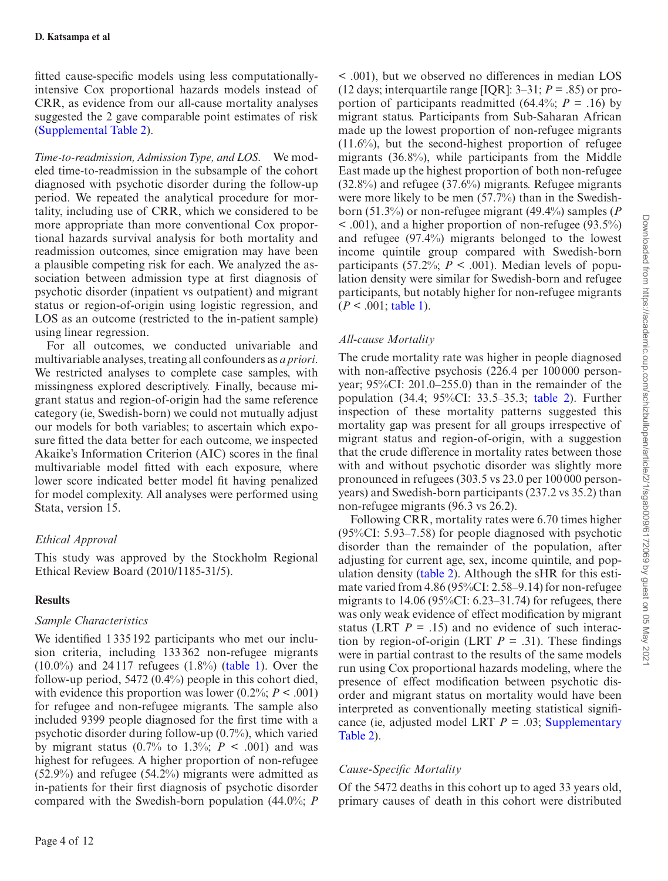fitted cause-specific models using less computationally-intensive Cox proportional hazards models instead of CRR, as evidence from our all-cause mortality analyses suggested the 2 gave comparable point estimates of risk (Supplemental Table 2).

*Time-to-readmission, Admission Type, and LOS.* We modeled time-to-readmission in the subsample of the cohort diagnosed with psychotic disorder during the follow-up period. We repeated the analytical procedure for mortality, including use of CRR, which we considered to be more appropriate than more conventional Cox proportional hazards survival analysis for both mortality and readmission outcomes, since emigration may have been a plausible competing risk for each. We analyzed the association between admission type at first diagnosis of psychotic disorder (inpatient vs outpatient) and migrant status or region-of-origin using logistic regression, and LOS as an outcome (restricted to the in-patient sample) using linear regression.

For all outcomes, we conducted univariable and multivariable analyses, treating all confounders as *a priori*. We restricted analyses to complete case samples, with missingness explored descriptively. Finally, because migrant status and region-of-origin had the same reference category (ie, Swedish-born) we could not mutually adjust our models for both variables; to ascertain which exposure fitted the data better for each outcome, we inspected Akaike's Information Criterion (AIC) scores in the final multivariable model fitted with each exposure, where lower score indicated better model fit having penalized for model complexity. All analyses were performed using Stata, version 15.

### Ethical Approval

This study was approved by the Stockholm Regional Ethical Review Board (2010/1185-31/5).

## Results

### Sample Characteristics

We identified 1 335 192 participants who met our inclusion criteria, including 133 362 non-refugee migrants (10.0%) and 24 117 refugees (1.8%) (table 1). Over the follow-up period, 5472 (0.4%) people in this cohort died, with evidence this proportion was lower (0.2%; $P < .001$) for refugee and non-refugee migrants. The sample also included 9399 people diagnosed for the first time with a psychotic disorder during follow-up (0.7%), which varied by migrant status (0.7% to 1.3%; $P < .001$) and was highest for refugees. A higher proportion of non-refugee (52.9%) and refugee (54.2%) migrants were admitted as in-patients for their first diagnosis of psychotic disorder compared with the Swedish-born population (44.0%; $P < .001$), but we observed no differences in median LOS (12 days; interquartile range [IQR]: 3–31; $P = .85$) or proportion of participants readmitted (64.4%; $P = .16$) by migrant status. Participants from Sub-Saharan African made up the lowest proportion of non-refugee migrants (11.6%), but the second-highest proportion of refugee migrants (36.8%), while participants from the Middle East made up the highest proportion of both non-refugee (32.8%) and refugee (37.6%) migrants. Refugee migrants were more likely to be men (57.7%) than in the Swedish-born (51.3%) or non-refugee migrant (49.4%) samples ($P < .001$), and a higher proportion of non-refugee (93.5%) and refugee (97.4%) migrants belonged to the lowest income quintile group compared with Swedish-born participants (57.2%; $P < .001$). Median levels of population density were similar for Swedish-born and refugee participants, but notably higher for non-refugee migrants ($P < .001$; table 1).

### All-cause Mortality

The crude mortality rate was higher in people diagnosed with non-affective psychosis (226.4 per 100 000 person-year; 95%CI: 201.0–255.0) than in the remainder of the population (34.4; 95%CI: 33.5–35.3; table 2). Further inspection of these mortality patterns suggested this mortality gap was present for all groups irrespective of migrant status and region-of-origin, with a suggestion that the crude difference in mortality rates between those with and without psychotic disorder was slightly more pronounced in refugees (303.5 vs 23.0 per 100 000 person-years) and Swedish-born participants (237.2 vs 35.2) than non-refugee migrants (96.3 vs 26.2).

Following CRR, mortality rates were 6.70 times higher (95%CI: 5.93–7.58) for people diagnosed with psychotic disorder than the remainder of the population, after adjusting for current age, sex, income quintile, and population density (table 2). Although the sHR for this estimate varied from 4.86 (95%CI: 2.58–9.14) for non-refugee migrants to 14.06 (95%CI: 6.23–31.74) for refugees, there was only weak evidence of effect modification by migrant status (LRT $P = .15$) and no evidence of such interaction by region-of-origin (LRT $P = .31$). These findings were in partial contrast to the results of the same models run using Cox proportional hazards modeling, where the presence of effect modification between psychotic disorder and migrant status on mortality would have been interpreted as conventionally meeting statistical significance (ie, adjusted model LRT $P = .03$; Supplementary Table 2).

### Cause-Specific Mortality

Of the 5472 deaths in this cohort up to aged 33 years old, primary causes of death in this cohort were distributed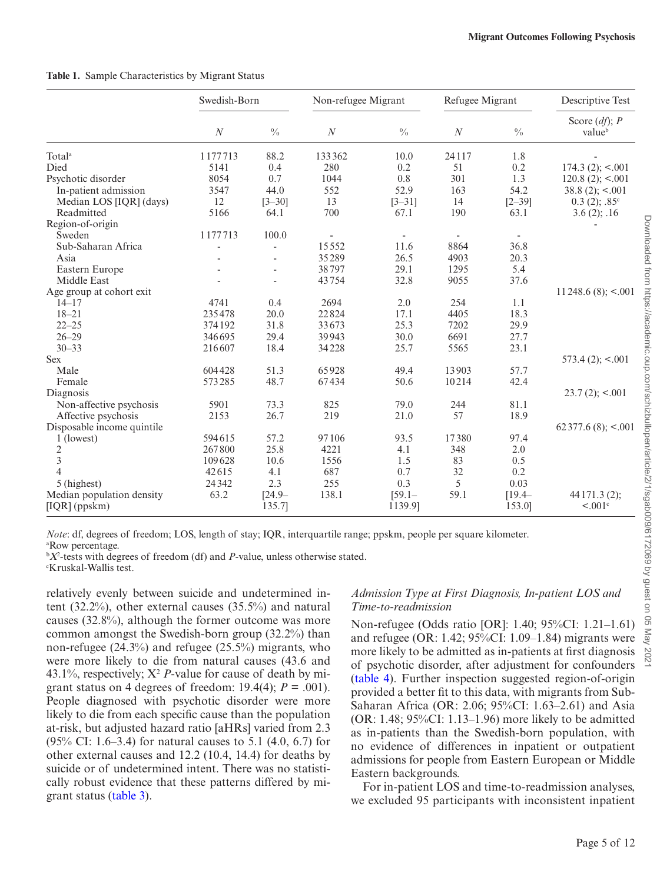**Table 1.** Sample Characteristics by Migrant Status

| | Swedish-Born | | Non-refugee Migrant | | Refugee Migrant | | Descriptive Test |
|---|---|---|---|---|---|---|---|
| | *N* | % | *N* | % | *N* | % | Score (*df*); *P* value[b] |
| Total[a] | 1177713 | 88.2 | 133362 | 10.0 | 24117 | 1.8 | - |
| Died | 5141 | 0.4 | 280 | 0.2 | 51 | 0.2 | 174.3 (2); <.001 |
| Psychotic disorder | 8054 | 0.7 | 1044 | 0.8 | 301 | 1.3 | 120.8 (2); <.001 |
| In-patient admission | 3547 | 44.0 | 552 | 52.9 | 163 | 54.2 | 38.8 (2); <.001 |
| Median LOS [IQR] (days) | 12 | [3–30] | 13 | [3–31] | 14 | [2–39] | 0.3 (2); .85[c] |
| Readmitted | 5166 | 64.1 | 700 | 67.1 | 190 | 63.1 | 3.6 (2); .16 |
| Region-of-origin | | | | | | | - |
| Sweden | 1177713 | 100.0 | - | - | - | - | |
| Sub-Saharan Africa | - | - | 15552 | 11.6 | 8864 | 36.8 | |
| Asia | - | - | 35289 | 26.5 | 4903 | 20.3 | |
| Eastern Europe | - | - | 38797 | 29.1 | 1295 | 5.4 | |
| Middle East | - | - | 43754 | 32.8 | 9055 | 37.6 | |
| Age group at cohort exit | | | | | | | 11248.6 (8); <.001 |
| 14–17 | 4741 | 0.4 | 2694 | 2.0 | 254 | 1.1 | |
| 18–21 | 235478 | 20.0 | 22824 | 17.1 | 4405 | 18.3 | |
| 22–25 | 374192 | 31.8 | 33673 | 25.3 | 7202 | 29.9 | |
| 26–29 | 346695 | 29.4 | 39943 | 30.0 | 6691 | 27.7 | |
| 30–33 | 216607 | 18.4 | 34228 | 25.7 | 5565 | 23.1 | |
| Sex | | | | | | | 573.4 (2); <.001 |
| Male | 604428 | 51.3 | 65928 | 49.4 | 13903 | 57.7 | |
| Female | 573285 | 48.7 | 67434 | 50.6 | 10214 | 42.4 | |
| Diagnosis | | | | | | | 23.7 (2); <.001 |
| Non-affective psychosis | 5901 | 73.3 | 825 | 79.0 | 244 | 81.1 | |
| Affective psychosis | 2153 | 26.7 | 219 | 21.0 | 57 | 18.9 | |
| Disposable income quintile | | | | | | | 62377.6 (8); <.001 |
| 1 (lowest) | 594615 | 57.2 | 97106 | 93.5 | 17380 | 97.4 | |
| 2 | 267800 | 25.8 | 4221 | 4.1 | 348 | 2.0 | |
| 3 | 109628 | 10.6 | 1556 | 1.5 | 83 | 0.5 | |
| 4 | 42615 | 4.1 | 687 | 0.7 | 32 | 0.2 | |
| 5 (highest) | 24342 | 2.3 | 255 | 0.3 | 5 | 0.03 | |
| Median population density [IQR] (ppskm) | 63.2 | [24.9–135.7] | 138.1 | [59.1–1139.9] | 59.1 | [19.4–153.0] | 44171.3 (2); <.001[c] |

*Note*: df, degrees of freedom; LOS, length of stay; IQR, interquartile range; ppskm, people per square kilometer.
[a]Row percentage.
[b]$X^2$-tests with degrees of freedom (df) and *P*-value, unless otherwise stated.
[c]Kruskal-Wallis test.

relatively evenly between suicide and undetermined intent (32.2%), other external causes (35.5%) and natural causes (32.8%), although the former outcome was more common amongst the Swedish-born group (32.2%) than non-refugee (24.3%) and refugee (25.5%) migrants, who were more likely to die from natural causes (43.6 and 43.1%, respectively; $X^2$ *P*-value for cause of death by migrant status on 4 degrees of freedom: 19.4(4); *P* = .001). People diagnosed with psychotic disorder were more likely to die from each specific cause than the population at-risk, but adjusted hazard ratio [aHRs] varied from 2.3 (95% CI: 1.6–3.4) for natural causes to 5.1 (4.0, 6.7) for other external causes and 12.2 (10.4, 14.4) for deaths by suicide or of undetermined intent. There was no statistically robust evidence that these patterns differed by migrant status (table 3).

### *Admission Type at First Diagnosis, In-patient LOS and Time-to-readmission*

Non-refugee (Odds ratio [OR]: 1.40; 95%CI: 1.21–1.61) and refugee (OR: 1.42; 95%CI: 1.09–1.84) migrants were more likely to be admitted as in-patients at first diagnosis of psychotic disorder, after adjustment for confounders (table 4). Further inspection suggested region-of-origin provided a better fit to this data, with migrants from Sub-Saharan Africa (OR: 2.06; 95%CI: 1.63–2.61) and Asia (OR: 1.48; 95%CI: 1.13–1.96) more likely to be admitted as in-patients than the Swedish-born population, with no evidence of differences in inpatient or outpatient admissions for people from Eastern European or Middle Eastern backgrounds.

For in-patient LOS and time-to-readmission analyses, we excluded 95 participants with inconsistent inpatient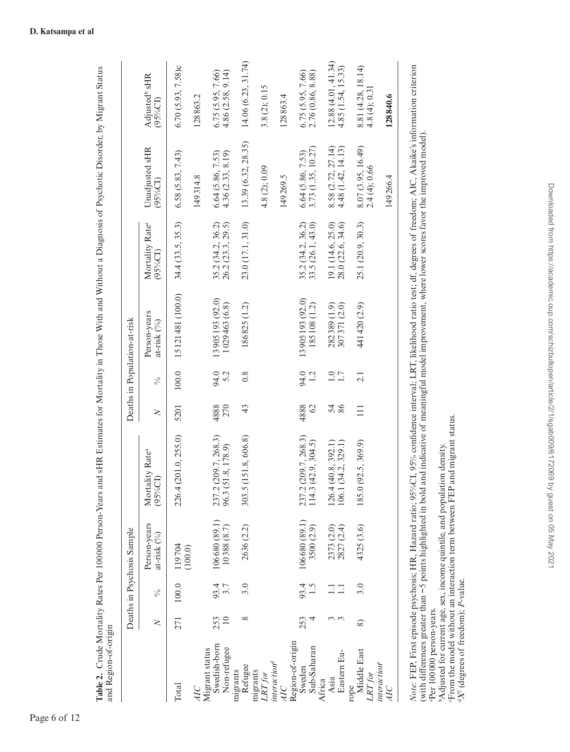**Table 2.** Crude Mortality Rates Per 100000 Person-Years and sHR Estimates for Mortality in Those With and Without a Diagnosis of Psychotic Disorder, by Migrant Status and Region-of-origin

| | Deaths in Psychosis Sample | | | | Deaths in Population-at-risk | | | | | |
|---|---|---|---|---|---|---|---|---|---|---|
| | *N* | % | Person-years at-risk (%) | Mortality Rate[a] (95%CI) | *N* | % | Person-years at-risk (%) | Mortality Rate[a] (95%CI) | Unadjusted sHR (95%CI) | Adjusted[b] sHR (95%CI) |
| Total | 271 | 100.0 | 119704 (100.0) | 226.4 (201.0, 255.0) | 5201 | 100.0 | 15121481 (100.0) | 34.4 (33.5, 35.3) | 6.58 (5.83, 7.43) | 6.70 (5.93, 7.58)c |
| *AIC* | | | | | | | | | 149314.8 | 128863.2 |
| Migrant status | | | | | | | | | | |
| Swedish-born | 253 | 93.4 | 106680 (89.1) | 237.2 (209.7, 268.3) | 4888 | 94.0 | 13905193 (92.0) | 35.2 (34.2, 36.2) | 6.64 (5.86, 7.53) | 6.75 (5.95, 7.66) |
| Non-refugee migrants | 10 | 3.7 | 10388 (8.7) | 96.3 (51.8, 178.9) | 270 | 5.2 | 1029463 (6.8) | 26.2 (23.3, 29.5) | 4.36 (2.33, 8.19) | 4.86 (2.58, 9.14) |
| Refugee migrants | 8 | 3.0 | 2636 (2.2) | 303.5 (151.8, 606.8) | 43 | 0.8 | 186825 (1.2) | 23.0 (17.1, 31.0) | 13.39 (6.32, 28.35) | 14.06 (6.23, 31.74) |
| *LRT for interaction*[d] | | | | | | | | | 4.8 (2); 0.09 | 3.8 (2); 0.15 |
| *AIC* | | | | | | | | | 149269.5 | 128863.4 |
| Region-of-origin | | | | | | | | | | |
| Sweden | 253 | 93.4 | 106680 (89.1) | 237.2 (209.7, 268.3) | 4888 | 94.0 | 13905193 (92.0) | 35.2 (34.2, 36.2) | 6.64 (5.86, 7.53) | 6.75 (5.95, 7.66) |
| Sub-Saharan Africa | 4 | 1.5 | 3500 (2.9) | 114.3 (42.9, 304.5) | 62 | 1.2 | 185108 (1.2) | 33.5 (26.1, 43.0) | 3.73 (1.35, 10.27) | 2.76 (0.86, 8.88) |
| Asia | 3 | 1.1 | 2373 (2.0) | 126.4 (40.8, 392.1) | 54 | 1.0 | 282389 (1.9) | 19.1 (14.6, 25.0) | 8.58 (2.72, 27.14) | 12.88 (4.01, 41.34) |
| Eastern Europe | 3 | 1.1 | 2827 (2.4) | 106.1 (34.2, 329.1) | 86 | 1.7 | 307371 (2.0) | 28.0 (22.6, 34.6) | 4.48 (1.42, 14.13) | 4.85 (1.54, 15.33) |
| Middle East | 8) | 3.0 | 4325 (3.6) | 185.0 (92.5, 369.9) | 111 | 2.1 | 441420 (2.9) | 25.1 (20.9, 30.3) | 8.07 (3.95, 16.49) | 8.81 (4.28, 18.14) |
| *LRT for interaction*[c] | | | | | | | | | 2.4 (4); 0.66 | 4.8 (4); 0.31 |
| *AIC* | | | | | | | | | 149266.4 | **128840.6** |

*Note*: FEP, First episode psychosis; HR, Hazard ratio; 95%CI, 95% confidence interval; LRT, likelihood ratio test; df, degrees of freedom; AIC, Akaike's information criterion (with differences greater than ~5 points highlighted in bold and indicative of meaningful model improvement, where lower scores favor the improved model).

[a]Per 100000 person-years.

[b]Adjusted for current age, sex, income quintile, and population density.

[c]From the model without an interaction term between FEP and migrant status.

[d]$X^2$ (degrees of freedom); *P*-value.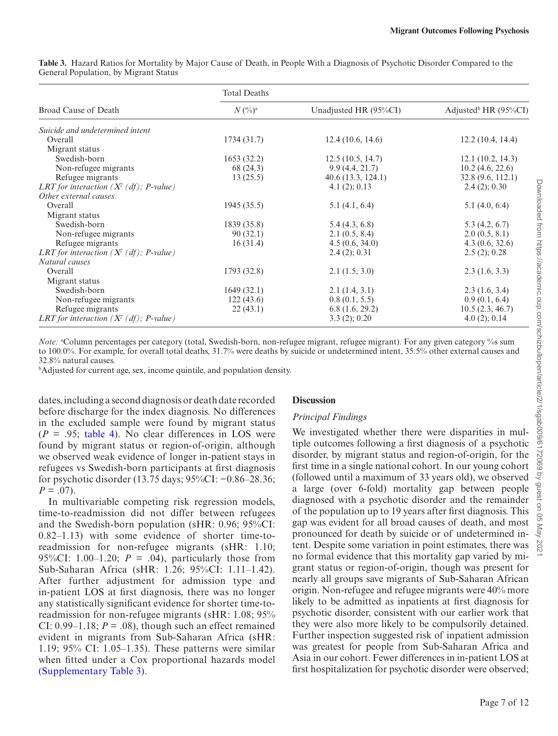**Table 3.** Hazard Ratios for Mortality by Major Cause of Death, in People With a Diagnosis of Psychotic Disorder Compared to the General Population, by Migrant Status

| Broad Cause of Death | Total Deaths $N$ (%)[a] | Unadjusted HR (95%CI) | Adjusted[b] HR (95%CI) |
|---|---|---|---|
| *Suicide and undetermined intent* | | | |
| Overall | 1734 (31.7) | 12.4 (10.6, 14.6) | 12.2 (10.4, 14.4) |
| Migrant status | | | |
| Swedish-born | 1653 (32.2) | 12.5 (10.5, 14.7) | 12.1 (10.2, 14.3) |
| Non-refugee migrants | 68 (24.3) | 9.9 (4.4, 21.7) | 10.2 (4.6, 22.6) |
| Refugee migrants | 13 (25.5) | 40.6 (13.3, 124.1) | 32.8 (9.6, 112.1) |
| *LRT for interaction ($X^2$ (df); P-value)* | | 4.1 (2); 0.13 | 2.4 (2); 0.30 |
| *Other external causes* | | | |
| Overall | 1945 (35.5) | 5.1 (4.1, 6.4) | 5.1 (4.0, 6.4) |
| Migrant status | | | |
| Swedish-born | 1839 (35.8) | 5.4 (4.3, 6.8) | 5.3 (4.2, 6.7) |
| Non-refugee migrants | 90 (32.1) | 2.1 (0.5, 8.4) | 2.0 (0.5, 8.1) |
| Refugee migrants | 16 (31.4) | 4.5 (0.6, 34.0) | 4.3 (0.6, 32.6) |
| *LRT for interaction ($X^2$ (df); P-value)* | | 2.4 (2); 0.31 | 2.5 (2); 0.28 |
| *Natural causes* | | | |
| Overall | 1793 (32.8) | 2.1 (1.5, 3.0) | 2.3 (1.6, 3.3) |
| Migrant status | | | |
| Swedish-born | 1649 (32.1) | 2.1 (1.4, 3.1) | 2.3 (1.6, 3.4) |
| Non-refugee migrants | 122 (43.6) | 0.8 (0.1, 5.5) | 0.9 (0.1, 6.4) |
| Refugee migrants | 22 (43.1) | 6.8 (1.6, 29.2) | 10.5 (2.3, 46.7) |
| *LRT for interaction ($X^2$ (df); P-value)* | | 3.3 (2); 0.20 | 4.0 (2); 0.14 |

*Note:* [a]Column percentages per category (total, Swedish-born, non-refugee migrant, refugee migrant). For any given category %s sum to 100.0%. For example, for overall total deaths, 31.7% were deaths by suicide or undetermined intent, 35.5% other external causes and 32.8% natural causes.

[b]Adjusted for current age, sex, income quintile, and population density.

dates, including a second diagnosis or death date recorded before discharge for the index diagnosis. No differences in the excluded sample were found by migrant status ($P$ = .95; table 4). No clear differences in LOS were found by migrant status or region-of-origin, although we observed weak evidence of longer in-patient stays in refugees vs Swedish-born participants at first diagnosis for psychotic disorder (13.75 days; 95%CI: −0.86–28.36; $P$ = .07).

In multivariable competing risk regression models, time-to-readmission did not differ between refugees and the Swedish-born population (sHR: 0.96; 95%CI: 0.82–1.13) with some evidence of shorter time-to-readmission for non-refugee migrants (sHR: 1.10; 95%CI: 1.00–1.20; $P$ = .04), particularly those from Sub-Saharan Africa (sHR: 1.26; 95%CI: 1.11–1.42). After further adjustment for admission type and in-patient LOS at first diagnosis, there was no longer any statistically significant evidence for shorter time-to-readmission for non-refugee migrants (sHR: 1.08; 95% CI: 0.99–1.18; $P$ = .08), though such an effect remained evident in migrants from Sub-Saharan Africa (sHR: 1.19; 95% CI: 1.05–1.35). These patterns were similar when fitted under a Cox proportional hazards model (Supplementary Table 3).

## Discussion

### *Principal Findings*

We investigated whether there were disparities in multiple outcomes following a first diagnosis of a psychotic disorder, by migrant status and region-of-origin, for the first time in a single national cohort. In our young cohort (followed until a maximum of 33 years old), we observed a large (over 6-fold) mortality gap between people diagnosed with a psychotic disorder and the remainder of the population up to 19 years after first diagnosis. This gap was evident for all broad causes of death, and most pronounced for death by suicide or of undetermined intent. Despite some variation in point estimates, there was no formal evidence that this mortality gap varied by migrant status or region-of-origin, though was present for nearly all groups save migrants of Sub-Saharan African origin. Non-refugee and refugee migrants were 40% more likely to be admitted as inpatients at first diagnosis for psychotic disorder, consistent with our earlier work that they were also more likely to be compulsorily detained. Further inspection suggested risk of inpatient admission was greatest for people from Sub-Saharan Africa and Asia in our cohort. Fewer differences in in-patient LOS at first hospitalization for psychotic disorder were observed;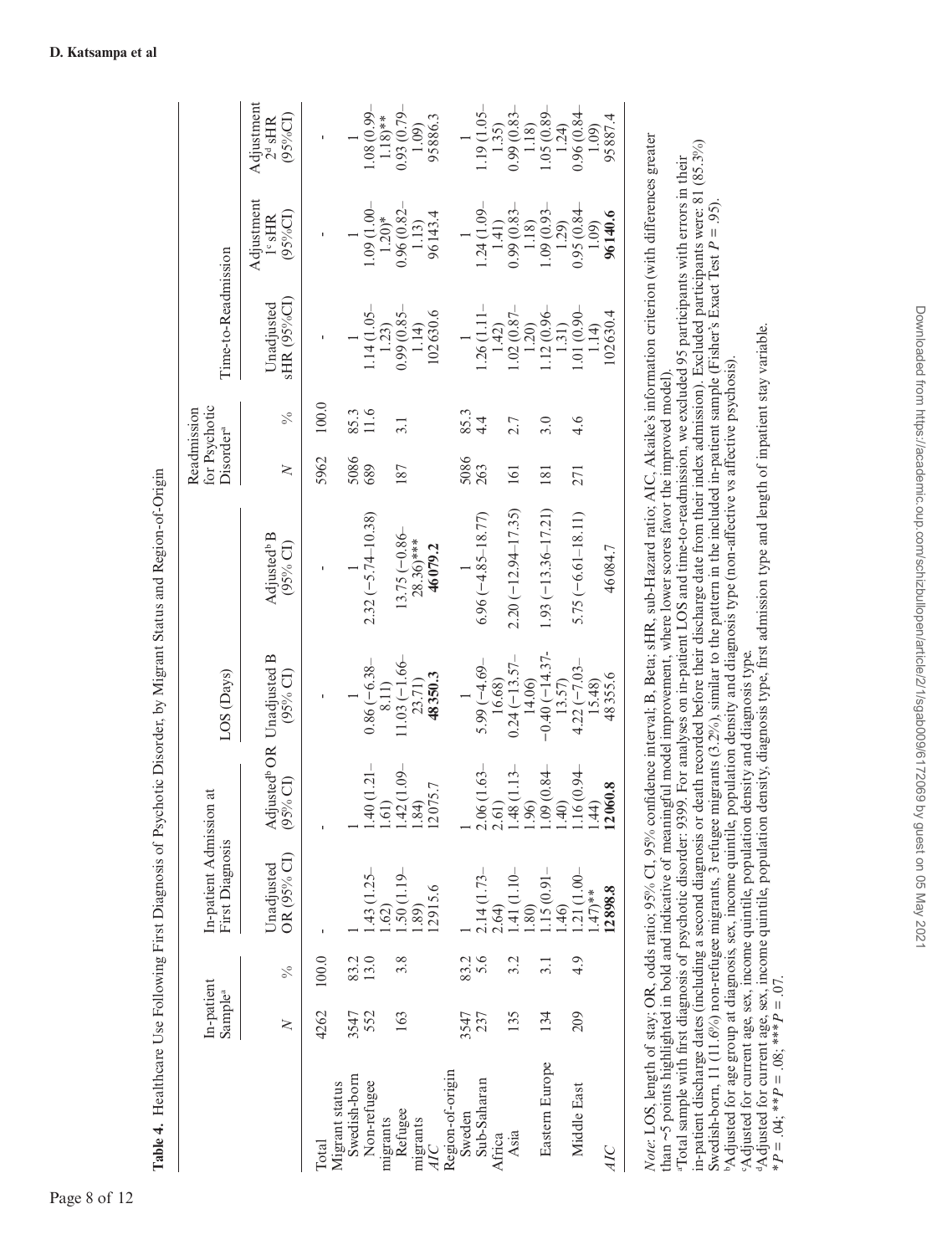**Table 4.** Healthcare Use Following First Diagnosis of Psychotic Disorder, by Migrant Status and Region-of-Origin

| | In-patient Sample[a] | | In-patient Admission at First Diagnosis | | LOS (Days) | | Readmission for Psychotic Disorder[a] | | Time-to-Readmission | | |
|---|---|---|---|---|---|---|---|---|---|---|---|
| | *N* | % | Unadjusted OR (95% CI) | Adjusted[b] OR (95% CI) | Unadjusted B (95% CI) | Adjusted[b] B (95% CI) | *N* | % | Unadjusted sHR (95%CI) | Adjustment 1[c] sHR (95%CI) | Adjustment 2[d] sHR (95%CI) |
| Total | 4262 | 100.0 | - | - | - | - | 5962 | 100.0 | - | - | - |
| Migrant status | | | | | | | | | | | |
| Swedish-born | 3547 | 83.2 | 1 | 1 | 1 | 1 | 5086 | 85.3 | 1 | 1 | 1 |
| Non-refugee migrants | 552 | 13.0 | 1.43 (1.25–1.62) | 1.40 (1.21–1.61) | 0.86 (−6.38–8.11) | 2.32 (−5.74–10.38) | 689 | 11.6 | 1.14 (1.05–1.23) | 1.09 (1.00–1.20)* | 1.08 (0.99–1.18)** |
| Refugee migrants | 163 | 3.8 | 1.50 (1.19–1.89) | 1.42 (1.09–1.84) | 11.03 (−1.66–23.71) | 13.75 (−0.86–28.36)*** | 187 | 3.1 | 0.99 (0.85–1.14) | 0.96 (0.82–1.13) | 0.93 (0.79–1.09) |
| *AIC* | | | 12915.6 | 12075.7 | **48350.3** | **46079.2** | | | 102630.6 | 96143.4 | 95886.3 |
| Region-of-origin | | | | | | | | | | | |
| Sweden | 3547 | 83.2 | 1 | 1 | 1 | 1 | 5086 | 85.3 | 1 | 1 | 1 |
| Sub-Saharan Africa | 237 | 5.6 | 2.14 (1.73–2.64) | 2.06 (1.63–2.61) | 5.99 (−4.69–16.68) | 6.96 (−4.85–18.77) | 263 | 4.4 | 1.26 (1.11–1.42) | 1.24 (1.09–1.41) | 1.19 (1.05–1.35) |
| Asia | 135 | 3.2 | 1.41 (1.10–1.80) | 1.48 (1.13–1.96) | 0.24 (−13.57–14.06) | 2.20 (−12.94–17.35) | 161 | 2.7 | 1.02 (0.87–1.20) | 0.99 (0.83–1.18) | 0.99 (0.83–1.18) |
| Eastern Europe | 134 | 3.1 | 1.15 (0.91–1.46) | 1.09 (0.84–1.40) | −0.40 (−14.37–13.57) | 1.93 (−13.36–17.21) | 181 | 3.0 | 1.12 (0.96–1.31) | 1.09 (0.93–1.29) | 1.05 (0.89–1.24) |
| Middle East | 209 | 4.9 | 1.21 (1.00–1.47)** | 1.16 (0.94–1.44) | 4.22 (−7.03–15.48) | 5.75 (−6.61–18.11) | 271 | 4.6 | 1.01 (0.90–1.14) | 0.95 (0.84–1.09) | 0.96 (0.84–1.09) |
| *AIC* | | | **12898.8** | **12060.8** | 48355.6 | 46084.7 | | | 102630.4 | **96140.6** | 95887.4 |

*Note*: LOS, length of stay; OR, odds ratio; 95% CI, 95% confidence interval; B, Beta; sHR, sub-Hazard ratio; AIC, Akaike's information criterion (with differences greater than ~5 points highlighted in bold and indicative of meaningful model improvement, where lower scores favor the improved model).

[a]Total sample with first diagnosis of psychotic disorder: 9399. For analyses on in-patient LOS and time-to-readmission, we excluded 95 participants with errors in their in-patient discharge dates (including a second diagnosis or death recorded before their discharge date from their index admission). Excluded participants were: 81 (85.3%) Swedish-born, 11 (11.6%) non-refugee migrants, 3 refugee migrants (3.2%), similar to the pattern in the included in-patient sample (Fisher's Exact Test $P = .95$).

[b]Adjusted for age group at diagnosis, sex, income quintile, population density and diagnosis type (non-affective vs affective psychosis).

[c]Adjusted for current age, sex, income quintile, population density and diagnosis type.

[d]Adjusted for current age, sex, income quintile, population density, diagnosis type, first admission type and length of inpatient stay variable.

*$P = .04$; **$P = .08$; ***$P = .07$.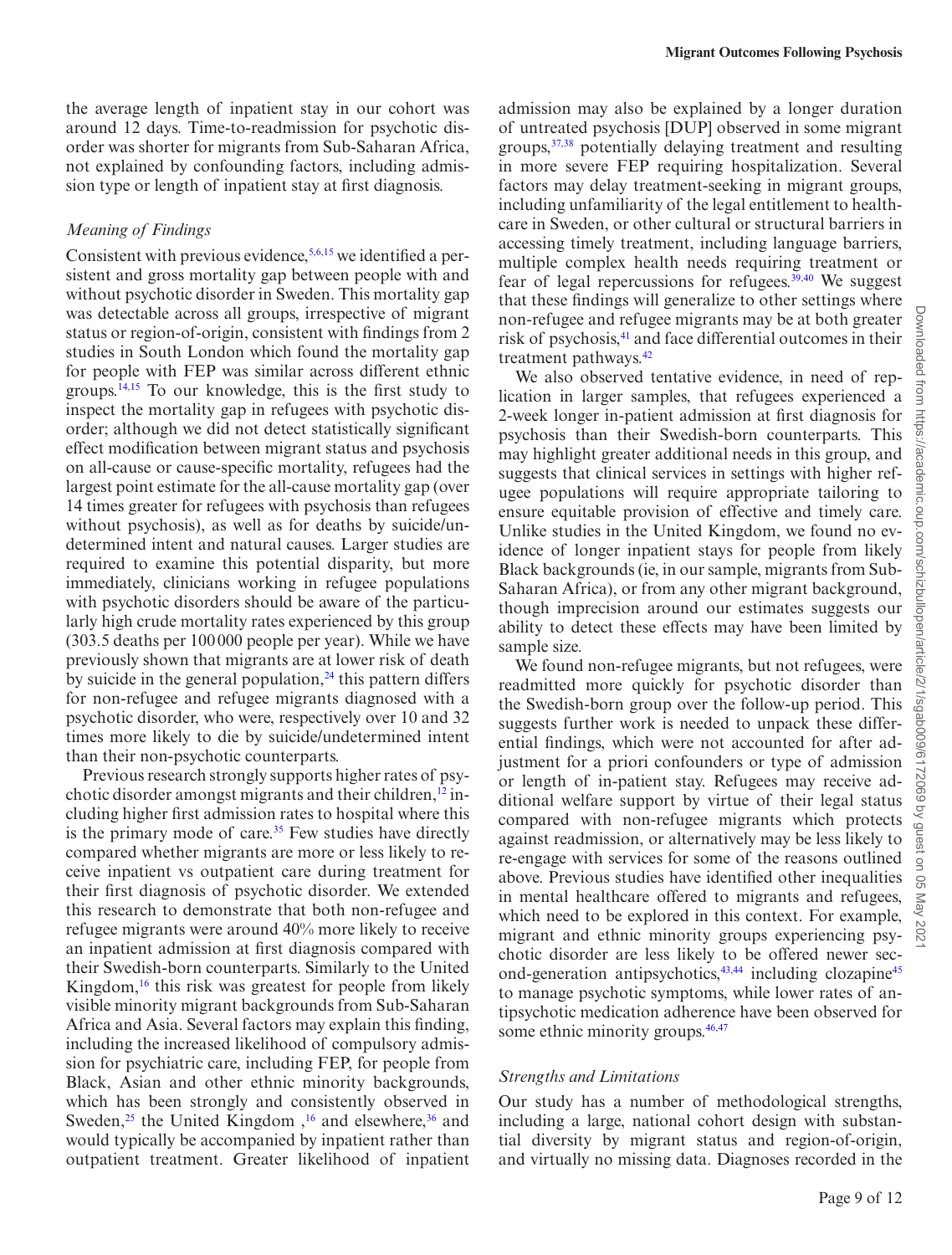the average length of inpatient stay in our cohort was around 12 days. Time-to-readmission for psychotic disorder was shorter for migrants from Sub-Saharan Africa, not explained by confounding factors, including admission type or length of inpatient stay at first diagnosis.

### *Meaning of Findings*

Consistent with previous evidence,[5,6,15] we identified a persistent and gross mortality gap between people with and without psychotic disorder in Sweden. This mortality gap was detectable across all groups, irrespective of migrant status or region-of-origin, consistent with findings from 2 studies in South London which found the mortality gap for people with FEP was similar across different ethnic groups.[14,15] To our knowledge, this is the first study to inspect the mortality gap in refugees with psychotic disorder; although we did not detect statistically significant effect modification between migrant status and psychosis on all-cause or cause-specific mortality, refugees had the largest point estimate for the all-cause mortality gap (over 14 times greater for refugees with psychosis than refugees without psychosis), as well as for deaths by suicide/undetermined intent and natural causes. Larger studies are required to examine this potential disparity, but more immediately, clinicians working in refugee populations with psychotic disorders should be aware of the particularly high crude mortality rates experienced by this group (303.5 deaths per 100 000 people per year). While we have previously shown that migrants are at lower risk of death by suicide in the general population,[24] this pattern differs for non-refugee and refugee migrants diagnosed with a psychotic disorder, who were, respectively over 10 and 32 times more likely to die by suicide/undetermined intent than their non-psychotic counterparts.

Previous research strongly supports higher rates of psychotic disorder amongst migrants and their children,[12] including higher first admission rates to hospital where this is the primary mode of care.[35] Few studies have directly compared whether migrants are more or less likely to receive inpatient vs outpatient care during treatment for their first diagnosis of psychotic disorder. We extended this research to demonstrate that both non-refugee and refugee migrants were around 40% more likely to receive an inpatient admission at first diagnosis compared with their Swedish-born counterparts. Similarly to the United Kingdom,[16] this risk was greatest for people from likely visible minority migrant backgrounds from Sub-Saharan Africa and Asia. Several factors may explain this finding, including the increased likelihood of compulsory admission for psychiatric care, including FEP, for people from Black, Asian and other ethnic minority backgrounds, which has been strongly and consistently observed in Sweden,[25] the United Kingdom ,[16] and elsewhere,[36] and would typically be accompanied by inpatient rather than outpatient treatment. Greater likelihood of inpatient admission may also be explained by a longer duration of untreated psychosis [DUP] observed in some migrant groups,[37,38] potentially delaying treatment and resulting in more severe FEP requiring hospitalization. Several factors may delay treatment-seeking in migrant groups, including unfamiliarity of the legal entitlement to healthcare in Sweden, or other cultural or structural barriers in accessing timely treatment, including language barriers, multiple complex health needs requiring treatment or fear of legal repercussions for refugees.[39,40] We suggest that these findings will generalize to other settings where non-refugee and refugee migrants may be at both greater risk of psychosis,[41] and face differential outcomes in their treatment pathways.[42]

We also observed tentative evidence, in need of replication in larger samples, that refugees experienced a 2-week longer in-patient admission at first diagnosis for psychosis than their Swedish-born counterparts. This may highlight greater additional needs in this group, and suggests that clinical services in settings with higher refugee populations will require appropriate tailoring to ensure equitable provision of effective and timely care. Unlike studies in the United Kingdom, we found no evidence of longer inpatient stays for people from likely Black backgrounds (ie, in our sample, migrants from Sub-Saharan Africa), or from any other migrant background, though imprecision around our estimates suggests our ability to detect these effects may have been limited by sample size.

We found non-refugee migrants, but not refugees, were readmitted more quickly for psychotic disorder than the Swedish-born group over the follow-up period. This suggests further work is needed to unpack these differential findings, which were not accounted for after adjustment for a priori confounders or type of admission or length of in-patient stay. Refugees may receive additional welfare support by virtue of their legal status compared with non-refugee migrants which protects against readmission, or alternatively may be less likely to re-engage with services for some of the reasons outlined above. Previous studies have identified other inequalities in mental healthcare offered to migrants and refugees, which need to be explored in this context. For example, migrant and ethnic minority groups experiencing psychotic disorder are less likely to be offered newer second-generation antipsychotics,[43,44] including clozapine[45] to manage psychotic symptoms, while lower rates of antipsychotic medication adherence have been observed for some ethnic minority groups.[46,47]

### *Strengths and Limitations*

Our study has a number of methodological strengths, including a large, national cohort design with substantial diversity by migrant status and region-of-origin, and virtually no missing data. Diagnoses recorded in the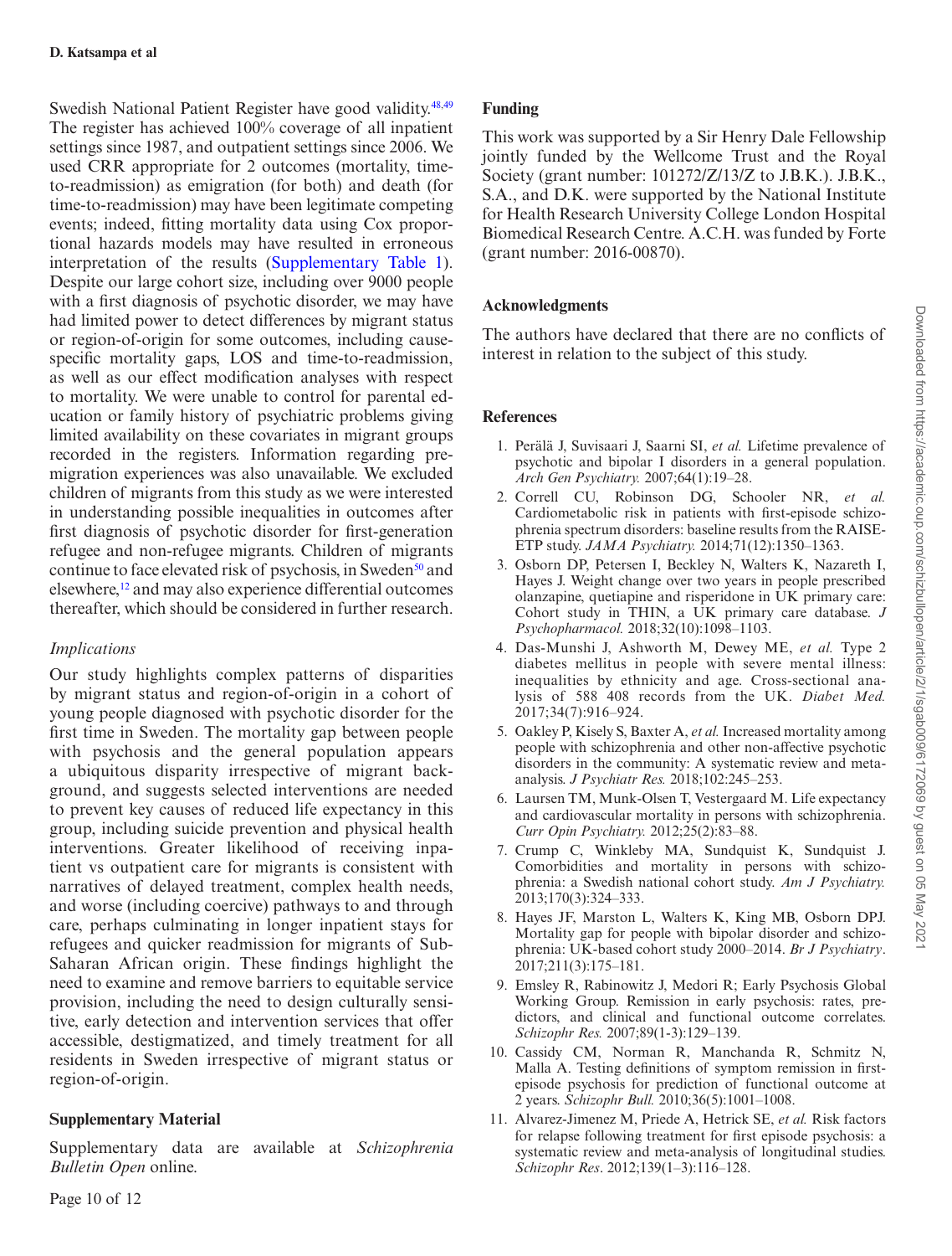Swedish National Patient Register have good validity.[48,49] The register has achieved 100% coverage of all inpatient settings since 1987, and outpatient settings since 2006. We used CRR appropriate for 2 outcomes (mortality, time-to-readmission) as emigration (for both) and death (for time-to-readmission) may have been legitimate competing events; indeed, fitting mortality data using Cox proportional hazards models may have resulted in erroneous interpretation of the results (Supplementary Table 1). Despite our large cohort size, including over 9000 people with a first diagnosis of psychotic disorder, we may have had limited power to detect differences by migrant status or region-of-origin for some outcomes, including cause-specific mortality gaps, LOS and time-to-readmission, as well as our effect modification analyses with respect to mortality. We were unable to control for parental education or family history of psychiatric problems giving limited availability on these covariates in migrant groups recorded in the registers. Information regarding pre-migration experiences was also unavailable. We excluded children of migrants from this study as we were interested in understanding possible inequalities in outcomes after first diagnosis of psychotic disorder for first-generation refugee and non-refugee migrants. Children of migrants continue to face elevated risk of psychosis, in Sweden[50] and elsewhere,[12] and may also experience differential outcomes thereafter, which should be considered in further research.

### *Implications*

Our study highlights complex patterns of disparities by migrant status and region-of-origin in a cohort of young people diagnosed with psychotic disorder for the first time in Sweden. The mortality gap between people with psychosis and the general population appears a ubiquitous disparity irrespective of migrant background, and suggests selected interventions are needed to prevent key causes of reduced life expectancy in this group, including suicide prevention and physical health interventions. Greater likelihood of receiving inpatient vs outpatient care for migrants is consistent with narratives of delayed treatment, complex health needs, and worse (including coercive) pathways to and through care, perhaps culminating in longer inpatient stays for refugees and quicker readmission for migrants of Sub-Saharan African origin. These findings highlight the need to examine and remove barriers to equitable service provision, including the need to design culturally sensitive, early detection and intervention services that offer accessible, destigmatized, and timely treatment for all residents in Sweden irrespective of migrant status or region-of-origin.

## Supplementary Material

Supplementary data are available at *Schizophrenia Bulletin Open* online.

## Funding

This work was supported by a Sir Henry Dale Fellowship jointly funded by the Wellcome Trust and the Royal Society (grant number: 101272/Z/13/Z to J.B.K.). J.B.K., S.A., and D.K. were supported by the National Institute for Health Research University College London Hospital Biomedical Research Centre. A.C.H. was funded by Forte (grant number: 2016-00870).

## Acknowledgments

The authors have declared that there are no conflicts of interest in relation to the subject of this study.

## References

1. Perälä J, Suvisaari J, Saarni SI, *et al.* Lifetime prevalence of psychotic and bipolar I disorders in a general population. *Arch Gen Psychiatry.* 2007;64(1):19–28.
2. Correll CU, Robinson DG, Schooler NR, *et al.* Cardiometabolic risk in patients with first-episode schizophrenia spectrum disorders: baseline results from the RAISE-ETP study. *JAMA Psychiatry.* 2014;71(12):1350–1363.
3. Osborn DP, Petersen I, Beckley N, Walters K, Nazareth I, Hayes J. Weight change over two years in people prescribed olanzapine, quetiapine and risperidone in UK primary care: Cohort study in THIN, a UK primary care database. *J Psychopharmacol.* 2018;32(10):1098–1103.
4. Das-Munshi J, Ashworth M, Dewey ME, *et al.* Type 2 diabetes mellitus in people with severe mental illness: inequalities by ethnicity and age. Cross-sectional analysis of 588 408 records from the UK. *Diabet Med.* 2017;34(7):916–924.
5. Oakley P, Kisely S, Baxter A, *et al.* Increased mortality among people with schizophrenia and other non-affective psychotic disorders in the community: A systematic review and meta-analysis. *J Psychiatr Res.* 2018;102:245–253.
6. Laursen TM, Munk-Olsen T, Vestergaard M. Life expectancy and cardiovascular mortality in persons with schizophrenia. *Curr Opin Psychiatry.* 2012;25(2):83–88.
7. Crump C, Winkleby MA, Sundquist K, Sundquist J. Comorbidities and mortality in persons with schizophrenia: a Swedish national cohort study. *Am J Psychiatry.* 2013;170(3):324–333.
8. Hayes JF, Marston L, Walters K, King MB, Osborn DPJ. Mortality gap for people with bipolar disorder and schizophrenia: UK-based cohort study 2000–2014. *Br J Psychiatry*. 2017;211(3):175–181.
9. Emsley R, Rabinowitz J, Medori R; Early Psychosis Global Working Group. Remission in early psychosis: rates, predictors, and clinical and functional outcome correlates. *Schizophr Res.* 2007;89(1-3):129–139.
10. Cassidy CM, Norman R, Manchanda R, Schmitz N, Malla A. Testing definitions of symptom remission in first-episode psychosis for prediction of functional outcome at 2 years. *Schizophr Bull.* 2010;36(5):1001–1008.
11. Alvarez-Jimenez M, Priede A, Hetrick SE, *et al.* Risk factors for relapse following treatment for first episode psychosis: a systematic review and meta-analysis of longitudinal studies. *Schizophr Res*. 2012;139(1–3):116–128.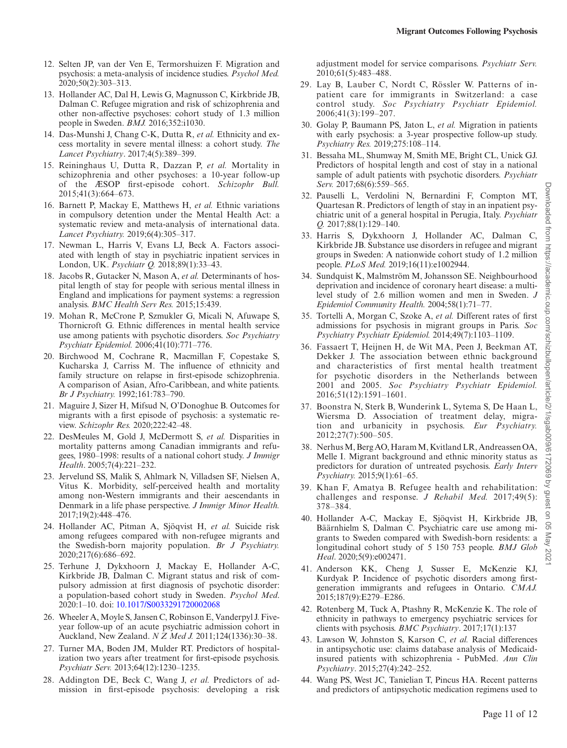12. Selten JP, van der Ven E, Termorshuizen F. Migration and psychosis: a meta-analysis of incidence studies. *Psychol Med.* 2020;50(2):303–313.
13. Hollander AC, Dal H, Lewis G, Magnusson C, Kirkbride JB, Dalman C. Refugee migration and risk of schizophrenia and other non-affective psychoses: cohort study of 1.3 million people in Sweden. *BMJ.* 2016;352:i1030.
14. Das-Munshi J, Chang C-K, Dutta R, *et al.* Ethnicity and excess mortality in severe mental illness: a cohort study. *The Lancet Psychiatry*. 2017;4(5):389–399.
15. Reininghaus U, Dutta R, Dazzan P, *et al.* Mortality in schizophrenia and other psychoses: a 10-year follow-up of the ÆSOP first-episode cohort. *Schizophr Bull.* 2015;41(3):664–673.
16. Barnett P, Mackay E, Matthews H, *et al.* Ethnic variations in compulsory detention under the Mental Health Act: a systematic review and meta-analysis of international data. *Lancet Psychiatry.* 2019;6(4):305–317.
17. Newman L, Harris V, Evans LJ, Beck A. Factors associated with length of stay in psychiatric inpatient services in London, UK. *Psychiatr Q.* 2018;89(1):33–43.
18. Jacobs R, Gutacker N, Mason A, *et al.* Determinants of hospital length of stay for people with serious mental illness in England and implications for payment systems: a regression analysis. *BMC Health Serv Res.* 2015;15:439.
19. Mohan R, McCrone P, Szmukler G, Micali N, Afuwape S, Thornicroft G. Ethnic differences in mental health service use among patients with psychotic disorders. *Soc Psychiatry Psychiatr Epidemiol.* 2006;41(10):771–776.
20. Birchwood M, Cochrane R, Macmillan F, Copestake S, Kucharska J, Carriss M. The influence of ethnicity and family structure on relapse in first-episode schizophrenia. A comparison of Asian, Afro-Caribbean, and white patients. *Br J Psychiatry.* 1992;161:783–790.
21. Maguire J, Sizer H, Mifsud N, O'Donoghue B. Outcomes for migrants with a first episode of psychosis: a systematic review. *Schizophr Res.* 2020;222:42–48.
22. DesMeules M, Gold J, McDermott S, *et al.* Disparities in mortality patterns among Canadian immigrants and refugees, 1980–1998: results of a national cohort study. *J Immigr Health*. 2005;7(4):221–232.
23. Jervelund SS, Malik S, Ahlmark N, Villadsen SF, Nielsen A, Vitus K. Morbidity, self-perceived health and mortality among non-Western immigrants and their aescendants in Denmark in a life phase perspective. *J Immigr Minor Health.* 2017;19(2):448–476.
24. Hollander AC, Pitman A, Sjöqvist H, *et al.* Suicide risk among refugees compared with non-refugee migrants and the Swedish-born majority population. *Br J Psychiatry.* 2020;217(6):686–692.
25. Terhune J, Dykxhoorn J, Mackay E, Hollander A-C, Kirkbride JB, Dalman C. Migrant status and risk of compulsory admission at first diagnosis of psychotic disorder: a population-based cohort study in Sweden. *Psychol Med*. 2020:1–10. doi: 10.1017/S0033291720002068
26. Wheeler A, Moyle S, Jansen C, Robinson E, Vanderpyl J. Five-year follow-up of an acute psychiatric admission cohort in Auckland, New Zealand. *N Z Med J.* 2011;124(1336):30–38.
27. Turner MA, Boden JM, Mulder RT. Predictors of hospitalization two years after treatment for first-episode psychosis. *Psychiatr Serv.* 2013;64(12):1230–1235.
28. Addington DE, Beck C, Wang J, *et al.* Predictors of admission in first-episode psychosis: developing a risk adjustment model for service comparisons. *Psychiatr Serv.* 2010;61(5):483–488.
29. Lay B, Lauber C, Nordt C, Rössler W. Patterns of inpatient care for immigrants in Switzerland: a case control study. *Soc Psychiatry Psychiatr Epidemiol.* 2006;41(3):199–207.
30. Golay P, Baumann PS, Jaton L, *et al.* Migration in patients with early psychosis: a 3-year prospective follow-up study. *Psychiatry Res.* 2019;275:108–114.
31. Bessaha ML, Shumway M, Smith ME, Bright CL, Unick GJ. Predictors of hospital length and cost of stay in a national sample of adult patients with psychotic disorders. *Psychiatr Serv.* 2017;68(6):559–565.
32. Pauselli L, Verdolini N, Bernardini F, Compton MT, Quartesan R. Predictors of length of stay in an inpatient psychiatric unit of a general hospital in Perugia, Italy. *Psychiatr Q.* 2017;88(1):129–140.
33. Harris S, Dykxhoorn J, Hollander AC, Dalman C, Kirkbride JB. Substance use disorders in refugee and migrant groups in Sweden: A nationwide cohort study of 1.2 million people. *PLoS Med.* 2019;16(11):e1002944.
34. Sundquist K, Malmström M, Johansson SE. Neighbourhood deprivation and incidence of coronary heart disease: a multilevel study of 2.6 million women and men in Sweden. *J Epidemiol Community Health.* 2004;58(1):71–77.
35. Tortelli A, Morgan C, Szoke A, *et al.* Different rates of first admissions for psychosis in migrant groups in Paris. *Soc Psychiatry Psychiatr Epidemiol.* 2014;49(7):1103–1109.
36. Fassaert T, Heijnen H, de Wit MA, Peen J, Beekman AT, Dekker J. The association between ethnic background and characteristics of first mental health treatment for psychotic disorders in the Netherlands between 2001 and 2005. *Soc Psychiatry Psychiatr Epidemiol.* 2016;51(12):1591–1601.
37. Boonstra N, Sterk B, Wunderink L, Sytema S, De Haan L, Wiersma D. Association of treatment delay, migration and urbanicity in psychosis. *Eur Psychiatry.* 2012;27(7):500–505.
38. Nerhus M, Berg AO, Haram M, Kvitland LR, Andreassen OA, Melle I. Migrant background and ethnic minority status as predictors for duration of untreated psychosis. *Early Interv Psychiatry.* 2015;9(1):61–65.
39. Khan F, Amatya B. Refugee health and rehabilitation: challenges and response. *J Rehabil Med.* 2017;49(5): 378–384.
40. Hollander A-C, Mackay E, Sjöqvist H, Kirkbride JB, Bäärnhielm S, Dalman C. Psychiatric care use among migrants to Sweden compared with Swedish-born residents: a longitudinal cohort study of 5 150 753 people. *BMJ Glob Heal*. 2020;5(9):e002471.
41. Anderson KK, Cheng J, Susser E, McKenzie KJ, Kurdyak P. Incidence of psychotic disorders among first-generation immigrants and refugees in Ontario. *CMAJ.* 2015;187(9):E279–E286.
42. Rotenberg M, Tuck A, Ptashny R, McKenzie K. The role of ethnicity in pathways to emergency psychiatric services for clients with psychosis. *BMC Psychiatry*. 2017;17(1):137
43. Lawson W, Johnston S, Karson C, *et al.* Racial differences in antipsychotic use: claims database analysis of Medicaid-insured patients with schizophrenia - PubMed. *Ann Clin Psychiatry*. 2015;27(4):242–252.
44. Wang PS, West JC, Tanielian T, Pincus HA. Recent patterns and predictors of antipsychotic medication regimens used to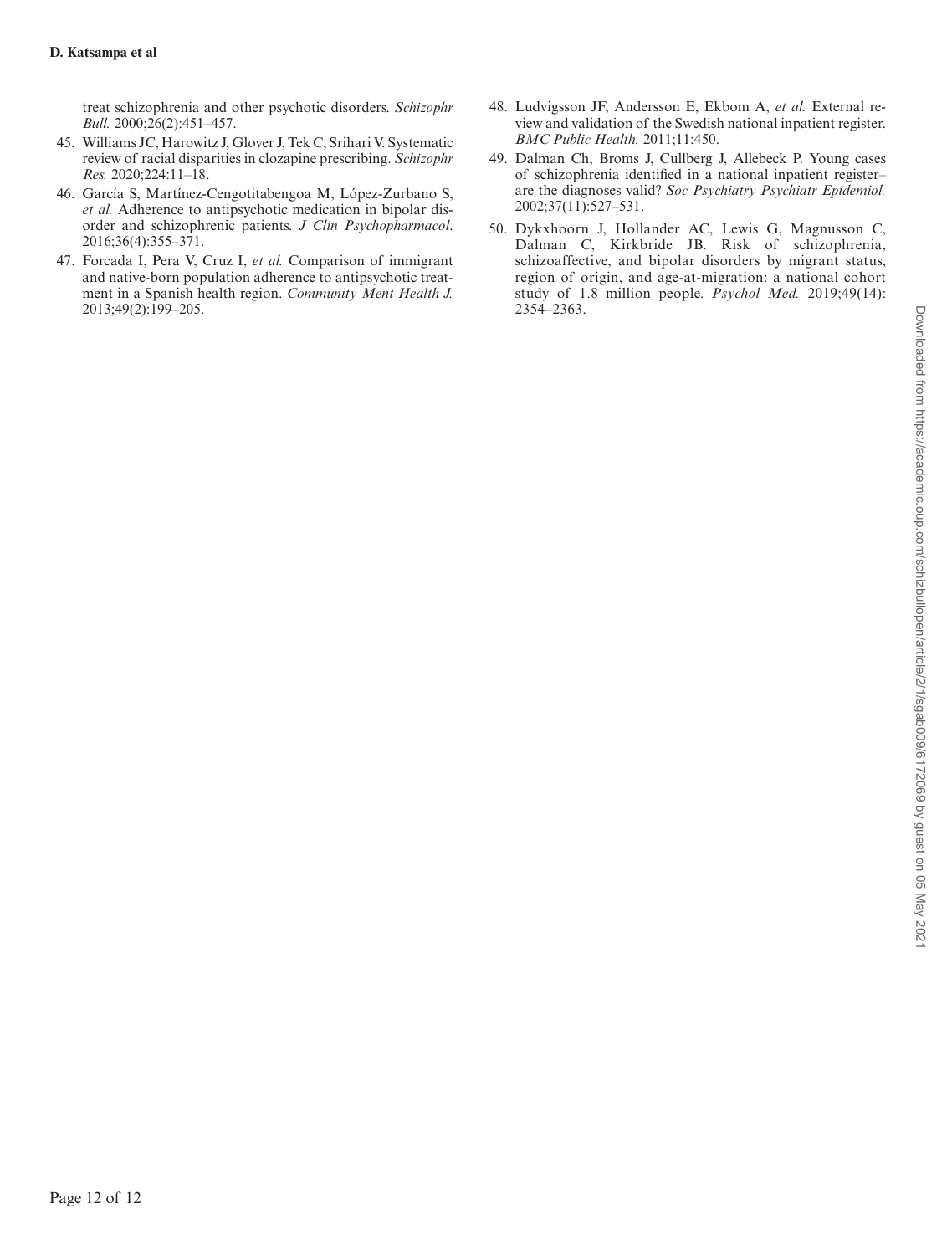treat schizophrenia and other psychotic disorders. *Schizophr Bull.* 2000;26(2):451–457.

45. Williams JC, Harowitz J, Glover J, Tek C, Srihari V. Systematic review of racial disparities in clozapine prescribing. *Schizophr Res.* 2020;224:11–18.
46. García S, Martínez-Cengotitabengoa M, López-Zurbano S, *et al.* Adherence to antipsychotic medication in bipolar disorder and schizophrenic patients. *J Clin Psychopharmacol*. 2016;36(4):355–371.
47. Forcada I, Pera V, Cruz I, *et al.* Comparison of immigrant and native-born population adherence to antipsychotic treatment in a Spanish health region. *Community Ment Health J.* 2013;49(2):199–205.
48. Ludvigsson JF, Andersson E, Ekbom A, *et al.* External review and validation of the Swedish national inpatient register. *BMC Public Health.* 2011;11:450.
49. Dalman Ch, Broms J, Cullberg J, Allebeck P. Young cases of schizophrenia identified in a national inpatient register–are the diagnoses valid? *Soc Psychiatry Psychiatr Epidemiol.* 2002;37(11):527–531.
50. Dykxhoorn J, Hollander AC, Lewis G, Magnusson C, Dalman C, Kirkbride JB. Risk of schizophrenia, schizoaffective, and bipolar disorders by migrant status, region of origin, and age-at-migration: a national cohort study of 1.8 million people. *Psychol Med.* 2019;49(14):2354–2363.